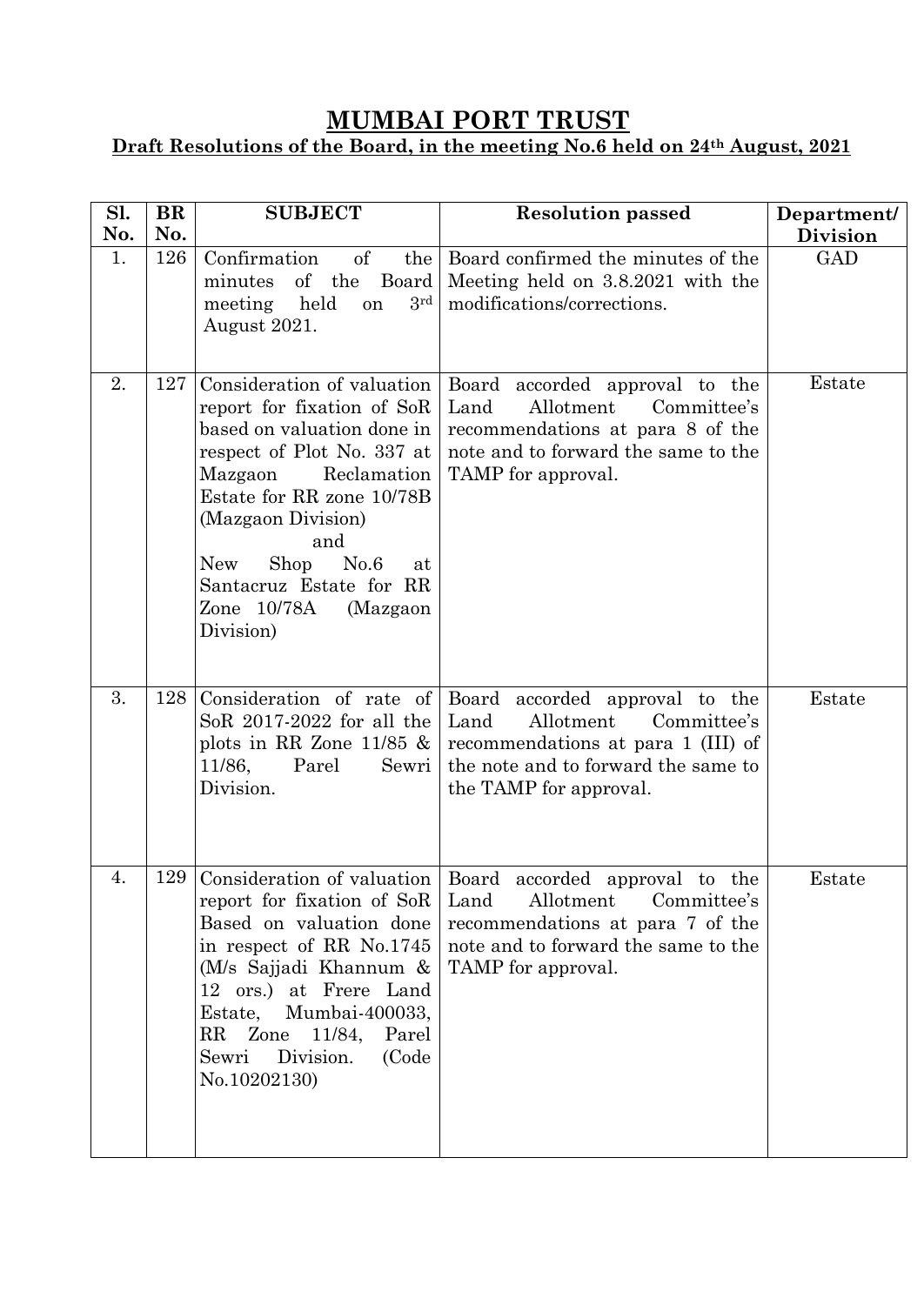# MUMBAI PORT TRUST

## Draft Resolutions of the Board, in the meeting No.6 held on 24th August, 2021

| Sl. No. | BR No. | SUBJECT | Resolution passed | Department/ Division |
|---|---|---|---|---|
| 1. | 126 | Confirmation of the minutes of the Board meeting held on 3rd August 2021. | Board confirmed the minutes of the Meeting held on 3.8.2021 with the modifications/corrections. | GAD |
| 2. | 127 | Consideration of valuation report for fixation of SoR based on valuation done in respect of Plot No. 337 at Mazgaon Reclamation Estate for RR zone 10/78B (Mazgaon Division) and New Shop No.6 at Santacruz Estate for RR Zone 10/78A (Mazgaon Division) | Board accorded approval to the Land Allotment Committee's recommendations at para 8 of the note and to forward the same to the TAMP for approval. | Estate |
| 3. | 128 | Consideration of rate of SoR 2017-2022 for all the plots in RR Zone 11/85 & 11/86, Parel Sewri Division. | Board accorded approval to the Land Allotment Committee's recommendations at para 1 (III) of the note and to forward the same to the TAMP for approval. | Estate |
| 4. | 129 | Consideration of valuation report for fixation of SoR Based on valuation done in respect of RR No.1745 (M/s Sajjadi Khannum & 12 ors.) at Frere Land Estate, Mumbai-400033, RR Zone 11/84, Parel Sewri Division. (Code No.10202130) | Board accorded approval to the Land Allotment Committee's recommendations at para 7 of the note and to forward the same to the TAMP for approval. | Estate |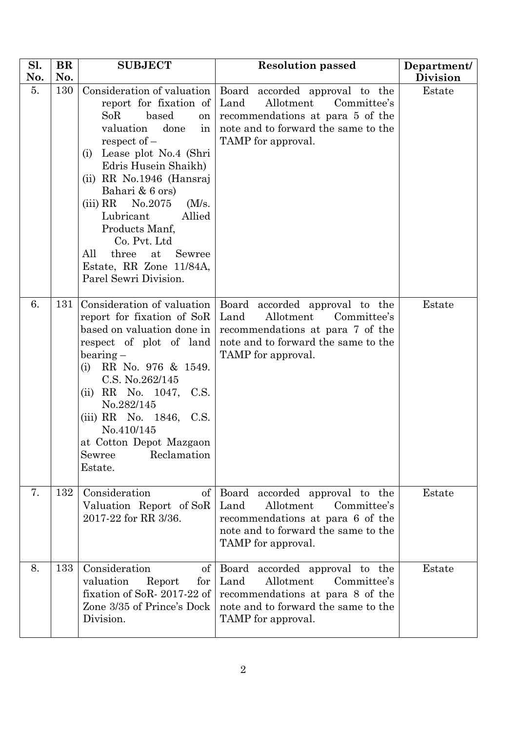| Sl. No. | BR No. | SUBJECT | Resolution passed | Department/ Division |
|---|---|---|---|---|
| 5. | 130 | Consideration of valuation report for fixation of SoR based on valuation done in respect of – (i) Lease plot No.4 (Shri Edris Husein Shaikh) (ii) RR No.1946 (Hansraj Bahari & 6 ors) (iii) RR No.2075 (M/s. Lubricant Allied Products Manf, Co. Pvt. Ltd All three at Sewree Estate, RR Zone 11/84A, Parel Sewri Division. | Board accorded approval to the Land Allotment Committee's recommendations at para 5 of the note and to forward the same to the TAMP for approval. | Estate |
| 6. | 131 | Consideration of valuation report for fixation of SoR based on valuation done in respect of plot of land bearing – (i) RR No. 976 & 1549. C.S. No.262/145 (ii) RR No. 1047, C.S. No.282/145 (iii) RR No. 1846, C.S. No.410/145 at Cotton Depot Mazgaon Sewree Reclamation Estate. | Board accorded approval to the Land Allotment Committee's recommendations at para 7 of the note and to forward the same to the TAMP for approval. | Estate |
| 7. | 132 | Consideration of Valuation Report of SoR 2017-22 for RR 3/36. | Board accorded approval to the Land Allotment Committee's recommendations at para 6 of the note and to forward the same to the TAMP for approval. | Estate |
| 8. | 133 | Consideration of valuation Report for fixation of SoR- 2017-22 of Zone 3/35 of Prince's Dock Division. | Board accorded approval to the Land Allotment Committee's recommendations at para 8 of the note and to forward the same to the TAMP for approval. | Estate |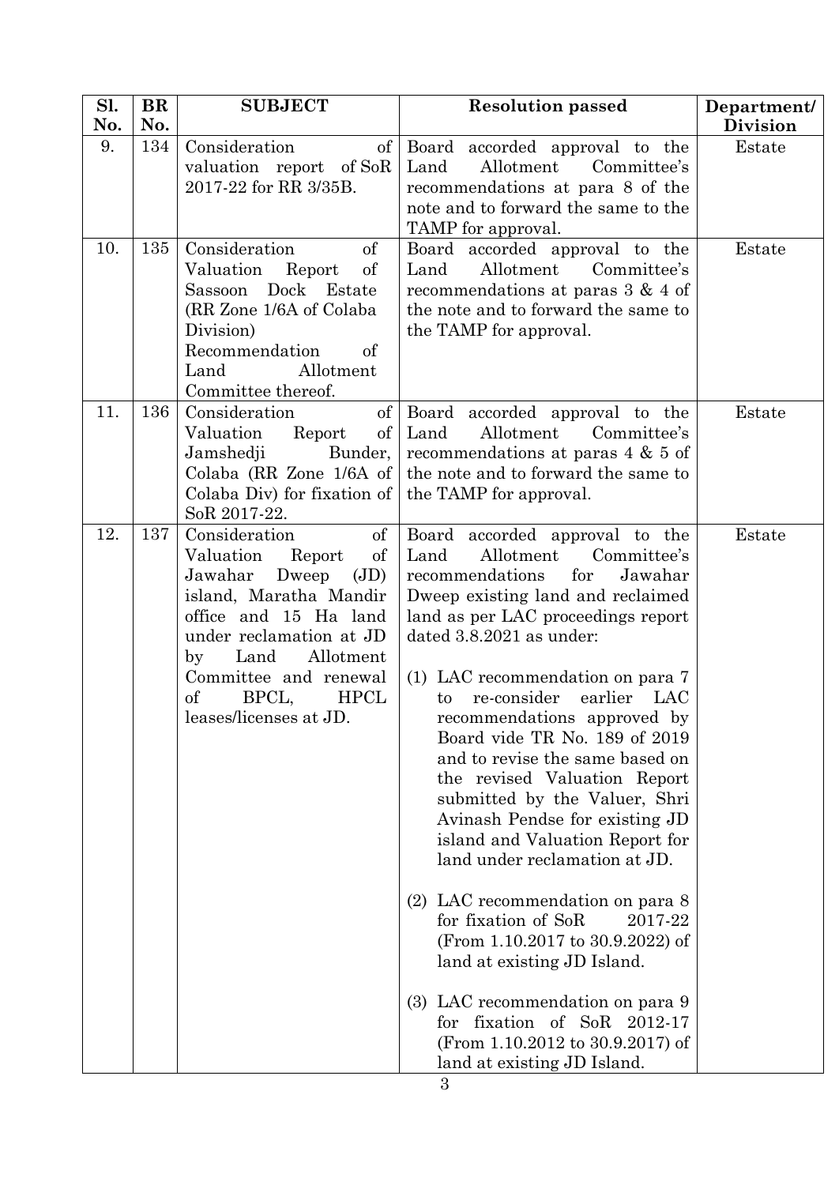| Sl. No. | BR No. | SUBJECT | Resolution passed | Department/ Division |
|---|---|---|---|---|
| 9. | 134 | Consideration of valuation report of SoR 2017-22 for RR 3/35B. | Board accorded approval to the Land Allotment Committee's recommendations at para 8 of the note and to forward the same to the TAMP for approval. | Estate |
| 10. | 135 | Consideration of Valuation Report of Sassoon Dock Estate (RR Zone 1/6A of Colaba Division) Recommendation of Land Allotment Committee thereof. | Board accorded approval to the Land Allotment Committee's recommendations at paras 3 & 4 of the note and to forward the same to the TAMP for approval. | Estate |
| 11. | 136 | Consideration of Valuation Report of Jamshedji Bunder, Colaba (RR Zone 1/6A of Colaba Div) for fixation of SoR 2017-22. | Board accorded approval to the Land Allotment Committee's recommendations at paras 4 & 5 of the note and to forward the same to the TAMP for approval. | Estate |
| 12. | 137 | Consideration of Valuation Report of Jawahar Dweep (JD) island, Maratha Mandir office and 15 Ha land under reclamation at JD by Land Allotment Committee and renewal of BPCL, HPCL leases/licenses at JD. | Board accorded approval to the Land Allotment Committee's recommendations for Jawahar Dweep existing land and reclaimed land as per LAC proceedings report dated 3.8.2021 as under:<br><br>(1) LAC recommendation on para 7 to re-consider earlier LAC recommendations approved by Board vide TR No. 189 of 2019 and to revise the same based on the revised Valuation Report submitted by the Valuer, Shri Avinash Pendse for existing JD island and Valuation Report for land under reclamation at JD.<br><br>(2) LAC recommendation on para 8 for fixation of SoR 2017-22 (From 1.10.2017 to 30.9.2022) of land at existing JD Island.<br><br>(3) LAC recommendation on para 9 for fixation of SoR 2012-17 (From 1.10.2012 to 30.9.2017) of land at existing JD Island. | Estate |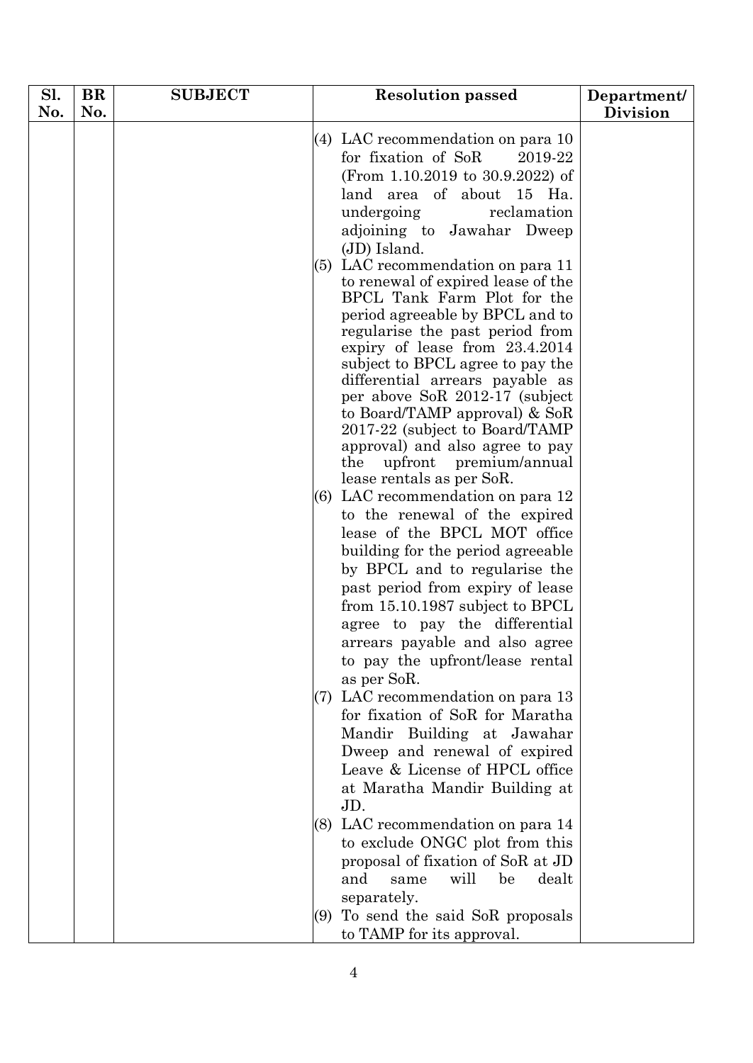| Sl. No. | BR No. | SUBJECT | Resolution passed | Department/ Division |
|---|---|---|---|---|
| | | | (4) LAC recommendation on para 10 for fixation of SoR 2019-22 (From 1.10.2019 to 30.9.2022) of land area of about 15 Ha. undergoing reclamation adjoining to Jawahar Dweep (JD) Island.<br>(5) LAC recommendation on para 11 to renewal of expired lease of the BPCL Tank Farm Plot for the period agreeable by BPCL and to regularise the past period from expiry of lease from 23.4.2014 subject to BPCL agree to pay the differential arrears payable as per above SoR 2012-17 (subject to Board/TAMP approval) & SoR 2017-22 (subject to Board/TAMP approval) and also agree to pay the upfront premium/annual lease rentals as per SoR.<br>(6) LAC recommendation on para 12 to the renewal of the expired lease of the BPCL MOT office building for the period agreeable by BPCL and to regularise the past period from expiry of lease from 15.10.1987 subject to BPCL agree to pay the differential arrears payable and also agree to pay the upfront/lease rental as per SoR.<br>(7) LAC recommendation on para 13 for fixation of SoR for Maratha Mandir Building at Jawahar Dweep and renewal of expired Leave & License of HPCL office at Maratha Mandir Building at JD.<br>(8) LAC recommendation on para 14 to exclude ONGC plot from this proposal of fixation of SoR at JD and same will be dealt separately.<br>(9) To send the said SoR proposals to TAMP for its approval. | |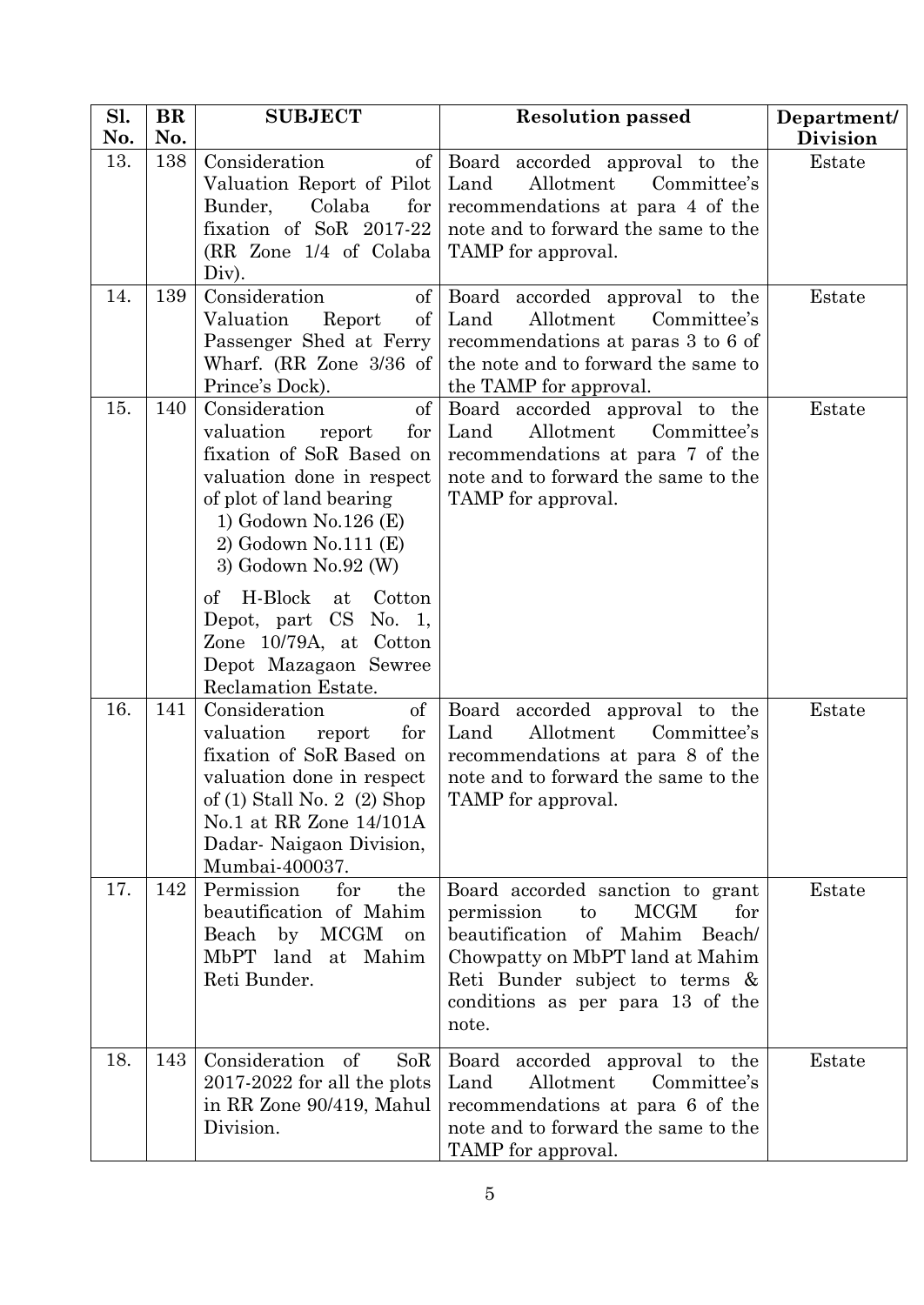| Sl. No. | BR No. | SUBJECT | Resolution passed | Department/ Division |
|---|---|---|---|---|
| 13. | 138 | Consideration of Valuation Report of Pilot Bunder, Colaba for fixation of SoR 2017-22 (RR Zone 1/4 of Colaba Div). | Board accorded approval to the Land Allotment Committee's recommendations at para 4 of the note and to forward the same to the TAMP for approval. | Estate |
| 14. | 139 | Consideration of Valuation Report of Passenger Shed at Ferry Wharf. (RR Zone 3/36 of Prince's Dock). | Board accorded approval to the Land Allotment Committee's recommendations at paras 3 to 6 of the note and to forward the same to the TAMP for approval. | Estate |
| 15. | 140 | Consideration of valuation report for fixation of SoR Based on valuation done in respect of plot of land bearing<br>1) Godown No.126 (E)<br>2) Godown No.111 (E)<br>3) Godown No.92 (W)<br>of H-Block at Cotton Depot, part CS No. 1, Zone 10/79A, at Cotton Depot Mazagaon Sewree Reclamation Estate. | Board accorded approval to the Land Allotment Committee's recommendations at para 7 of the note and to forward the same to the TAMP for approval. | Estate |
| 16. | 141 | Consideration of valuation report for fixation of SoR Based on valuation done in respect of (1) Stall No. 2 (2) Shop No.1 at RR Zone 14/101A Dadar- Naigaon Division, Mumbai-400037. | Board accorded approval to the Land Allotment Committee's recommendations at para 8 of the note and to forward the same to the TAMP for approval. | Estate |
| 17. | 142 | Permission for the beautification of Mahim Beach by MCGM on MbPT land at Mahim Reti Bunder. | Board accorded sanction to grant permission to MCGM for beautification of Mahim Beach/ Chowpatty on MbPT land at Mahim Reti Bunder subject to terms & conditions as per para 13 of the note. | Estate |
| 18. | 143 | Consideration of SoR 2017-2022 for all the plots in RR Zone 90/419, Mahul Division. | Board accorded approval to the Land Allotment Committee's recommendations at para 6 of the note and to forward the same to the TAMP for approval. | Estate |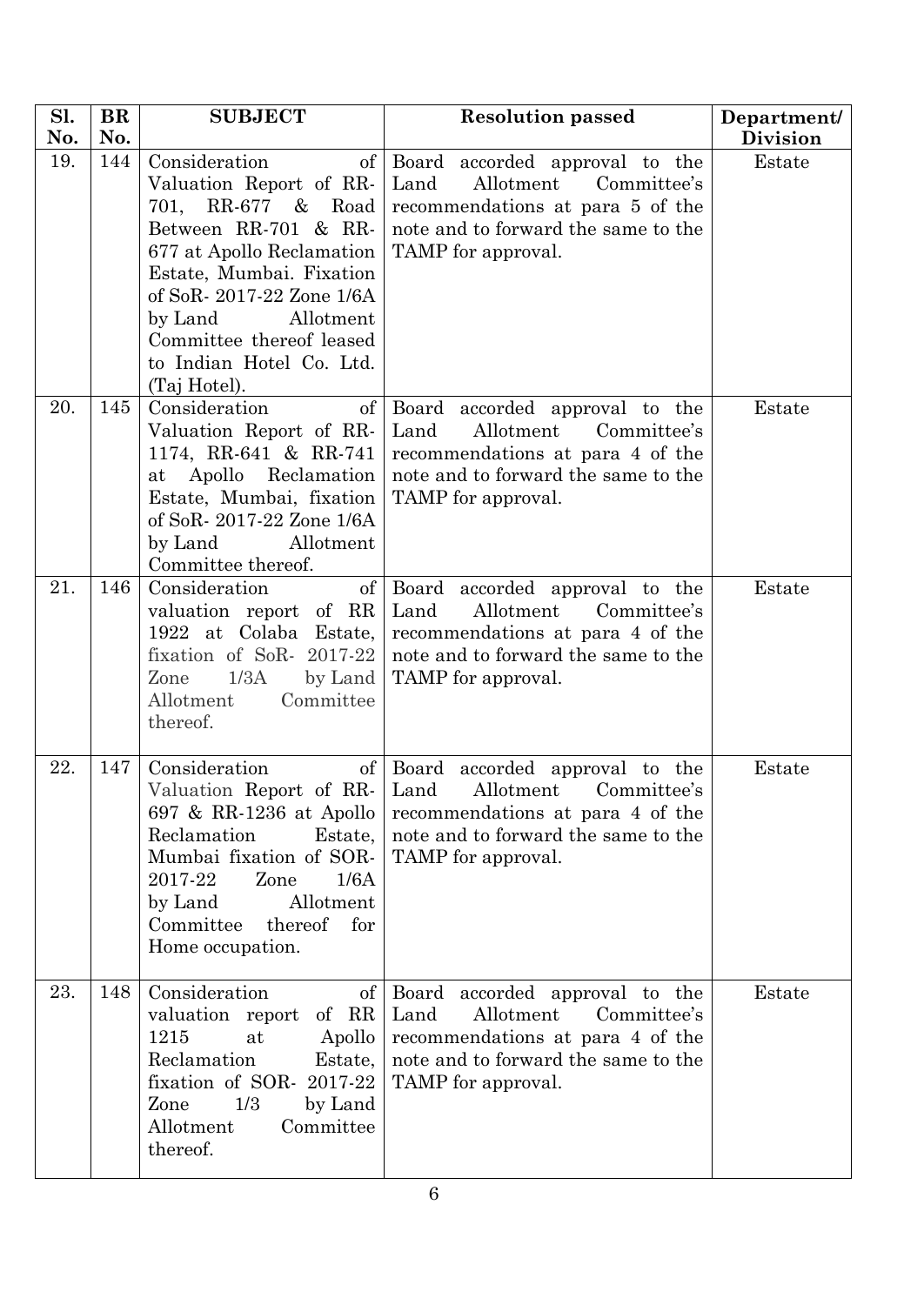| Sl. No. | BR No. | SUBJECT | Resolution passed | Department/ Division |
|---|---|---|---|---|
| 19. | 144 | Consideration of Valuation Report of RR-701, RR-677 & Road Between RR-701 & RR-677 at Apollo Reclamation Estate, Mumbai. Fixation of SoR- 2017-22 Zone 1/6A by Land Allotment Committee thereof leased to Indian Hotel Co. Ltd. (Taj Hotel). | Board accorded approval to the Land Allotment Committee's recommendations at para 5 of the note and to forward the same to the TAMP for approval. | Estate |
| 20. | 145 | Consideration of Valuation Report of RR-1174, RR-641 & RR-741 at Apollo Reclamation Estate, Mumbai, fixation of SoR- 2017-22 Zone 1/6A by Land Allotment Committee thereof. | Board accorded approval to the Land Allotment Committee's recommendations at para 4 of the note and to forward the same to the TAMP for approval. | Estate |
| 21. | 146 | Consideration of valuation report of RR 1922 at Colaba Estate, fixation of SoR- 2017-22 Zone 1/3A by Land Allotment Committee thereof. | Board accorded approval to the Land Allotment Committee's recommendations at para 4 of the note and to forward the same to the TAMP for approval. | Estate |
| 22. | 147 | Consideration of Valuation Report of RR-697 & RR-1236 at Apollo Reclamation Estate, Mumbai fixation of SOR-2017-22 Zone 1/6A by Land Allotment Committee thereof for Home occupation. | Board accorded approval to the Land Allotment Committee's recommendations at para 4 of the note and to forward the same to the TAMP for approval. | Estate |
| 23. | 148 | Consideration of valuation report of RR 1215 at Apollo Reclamation Estate, fixation of SOR- 2017-22 Zone 1/3 by Land Allotment Committee thereof. | Board accorded approval to the Land Allotment Committee's recommendations at para 4 of the note and to forward the same to the TAMP for approval. | Estate |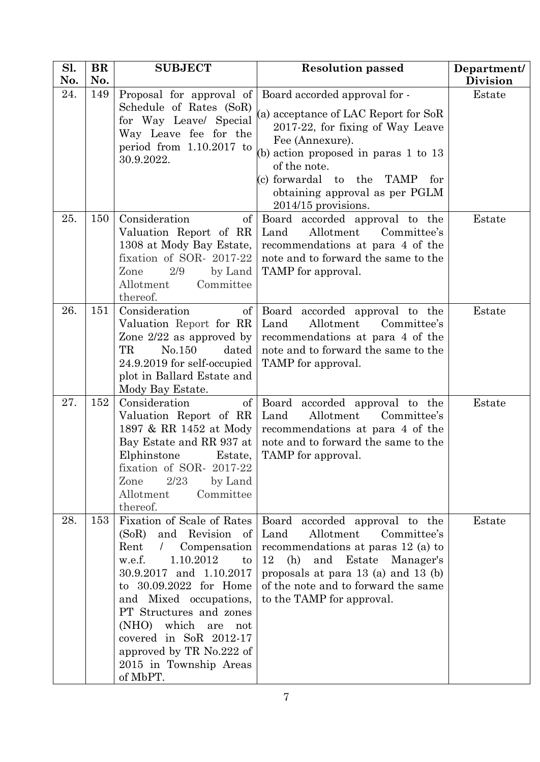| Sl. No. | BR No. | SUBJECT | Resolution passed | Department/ Division |
|---|---|---|---|---|
| 24. | 149 | Proposal for approval of Schedule of Rates (SoR) for Way Leave/ Special Way Leave fee for the period from 1.10.2017 to 30.9.2022. | Board accorded approval for - (a) acceptance of LAC Report for SoR 2017-22, for fixing of Way Leave Fee (Annexure). (b) action proposed in paras 1 to 13 of the note. (c) forwardal to the TAMP for obtaining approval as per PGLM 2014/15 provisions. | Estate |
| 25. | 150 | Consideration of Valuation Report of RR 1308 at Mody Bay Estate, fixation of SOR- 2017-22 Zone 2/9 by Land Allotment Committee thereof. | Board accorded approval to the Land Allotment Committee's recommendations at para 4 of the note and to forward the same to the TAMP for approval. | Estate |
| 26. | 151 | Consideration of Valuation Report for RR Zone 2/22 as approved by TR No.150 dated 24.9.2019 for self-occupied plot in Ballard Estate and Mody Bay Estate. | Board accorded approval to the Land Allotment Committee's recommendations at para 4 of the note and to forward the same to the TAMP for approval. | Estate |
| 27. | 152 | Consideration of Valuation Report of RR 1897 & RR 1452 at Mody Bay Estate and RR 937 at Elphinstone Estate, fixation of SOR- 2017-22 Zone 2/23 by Land Allotment Committee thereof. | Board accorded approval to the Land Allotment Committee's recommendations at para 4 of the note and to forward the same to the TAMP for approval. | Estate |
| 28. | 153 | Fixation of Scale of Rates (SoR) and Revision of Rent / Compensation w.e.f. 1.10.2012 to 30.9.2017 and 1.10.2017 to 30.09.2022 for Home and Mixed occupations, PT Structures and zones (NHO) which are not covered in SoR 2012-17 approved by TR No.222 of 2015 in Township Areas of MbPT. | Board accorded approval to the Land Allotment Committee's recommendations at paras 12 (a) to 12 (h) and Estate Manager's proposals at para 13 (a) and 13 (b) of the note and to forward the same to the TAMP for approval. | Estate |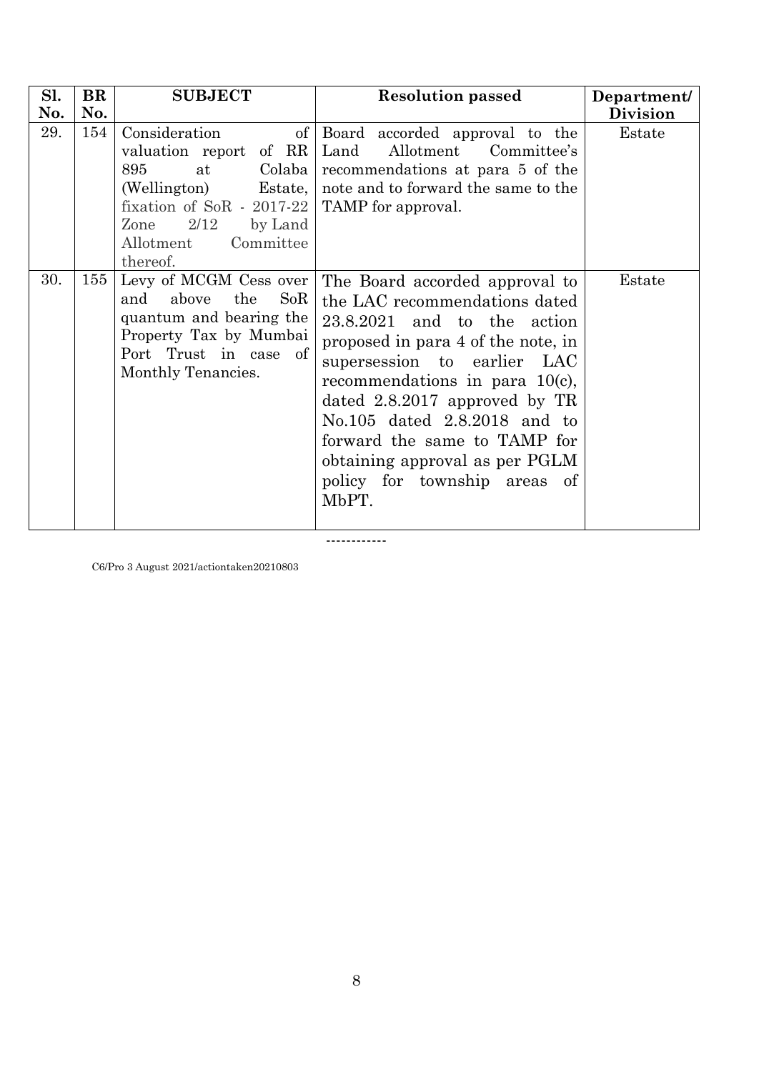| Sl. No. | BR No. | SUBJECT | Resolution passed | Department/ Division |
|---|---|---|---|---|
| 29. | 154 | Consideration of valuation report of RR 895 at Colaba (Wellington) Estate, fixation of SoR - 2017-22 Zone 2/12 by Land Allotment Committee thereof. | Board accorded approval to the Land Allotment Committee's recommendations at para 5 of the note and to forward the same to the TAMP for approval. | Estate |
| 30. | 155 | Levy of MCGM Cess over and above the SoR quantum and bearing the Property Tax by Mumbai Port Trust in case of Monthly Tenancies. | The Board accorded approval to the LAC recommendations dated 23.8.2021 and to the action proposed in para 4 of the note, in supersession to earlier LAC recommendations in para 10(c), dated 2.8.2017 approved by TR No.105 dated 2.8.2018 and to forward the same to TAMP for obtaining approval as per PGLM policy for township areas of MbPT. | Estate |

------------

C6/Pro 3 August 2021/actiontaken20210803